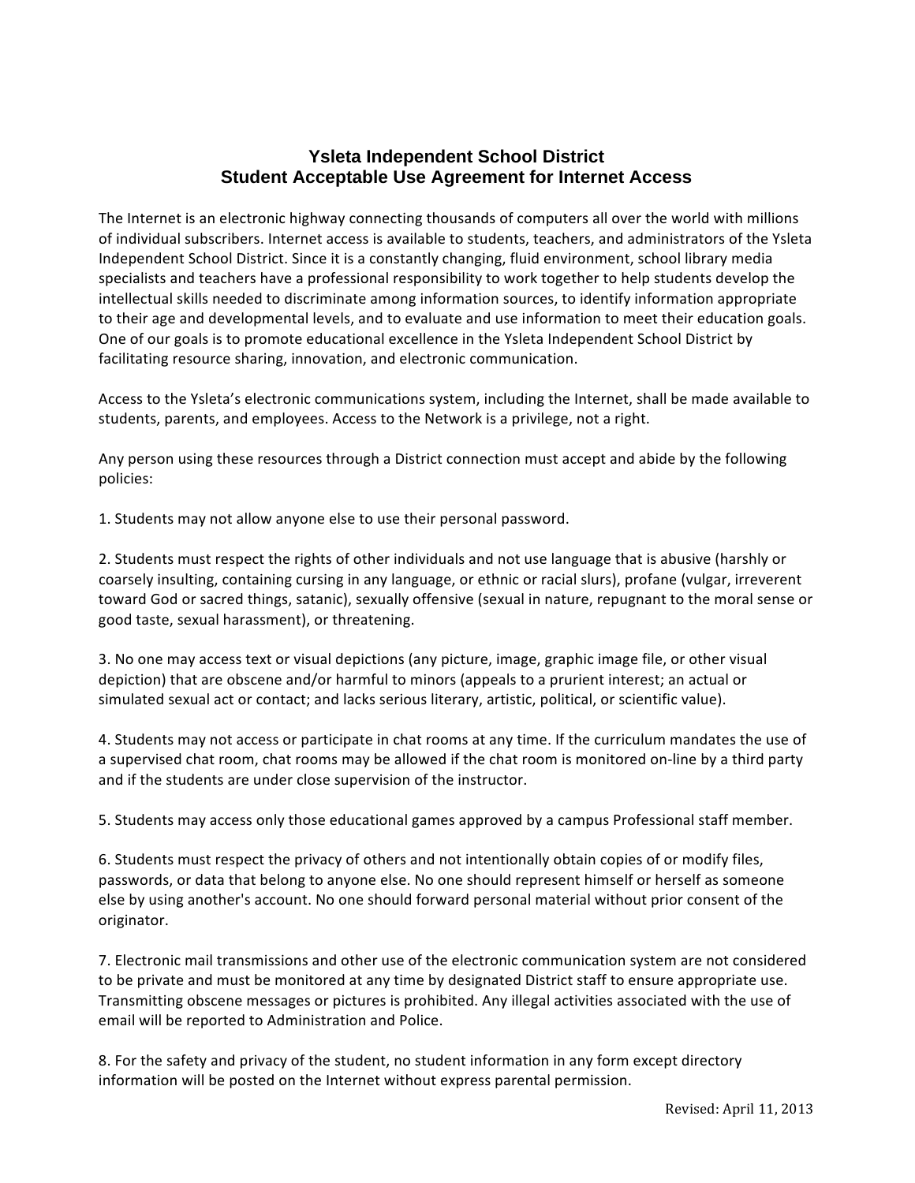# Ysleta Independent School District
## Student Acceptable Use Agreement for Internet Access

The Internet is an electronic highway connecting thousands of computers all over the world with millions of individual subscribers. Internet access is available to students, teachers, and administrators of the Ysleta Independent School District. Since it is a constantly changing, fluid environment, school library media specialists and teachers have a professional responsibility to work together to help students develop the intellectual skills needed to discriminate among information sources, to identify information appropriate to their age and developmental levels, and to evaluate and use information to meet their education goals. One of our goals is to promote educational excellence in the Ysleta Independent School District by facilitating resource sharing, innovation, and electronic communication.

Access to the Ysleta's electronic communications system, including the Internet, shall be made available to students, parents, and employees. Access to the Network is a privilege, not a right.

Any person using these resources through a District connection must accept and abide by the following policies:

1. Students may not allow anyone else to use their personal password.

2. Students must respect the rights of other individuals and not use language that is abusive (harshly or coarsely insulting, containing cursing in any language, or ethnic or racial slurs), profane (vulgar, irreverent toward God or sacred things, satanic), sexually offensive (sexual in nature, repugnant to the moral sense or good taste, sexual harassment), or threatening.

3. No one may access text or visual depictions (any picture, image, graphic image file, or other visual depiction) that are obscene and/or harmful to minors (appeals to a prurient interest; an actual or simulated sexual act or contact; and lacks serious literary, artistic, political, or scientific value).

4. Students may not access or participate in chat rooms at any time. If the curriculum mandates the use of a supervised chat room, chat rooms may be allowed if the chat room is monitored on-line by a third party and if the students are under close supervision of the instructor.

5. Students may access only those educational games approved by a campus Professional staff member.

6. Students must respect the privacy of others and not intentionally obtain copies of or modify files, passwords, or data that belong to anyone else. No one should represent himself or herself as someone else by using another's account. No one should forward personal material without prior consent of the originator.

7. Electronic mail transmissions and other use of the electronic communication system are not considered to be private and must be monitored at any time by designated District staff to ensure appropriate use. Transmitting obscene messages or pictures is prohibited. Any illegal activities associated with the use of email will be reported to Administration and Police.

8. For the safety and privacy of the student, no student information in any form except directory information will be posted on the Internet without express parental permission.

Revised: April 11, 2013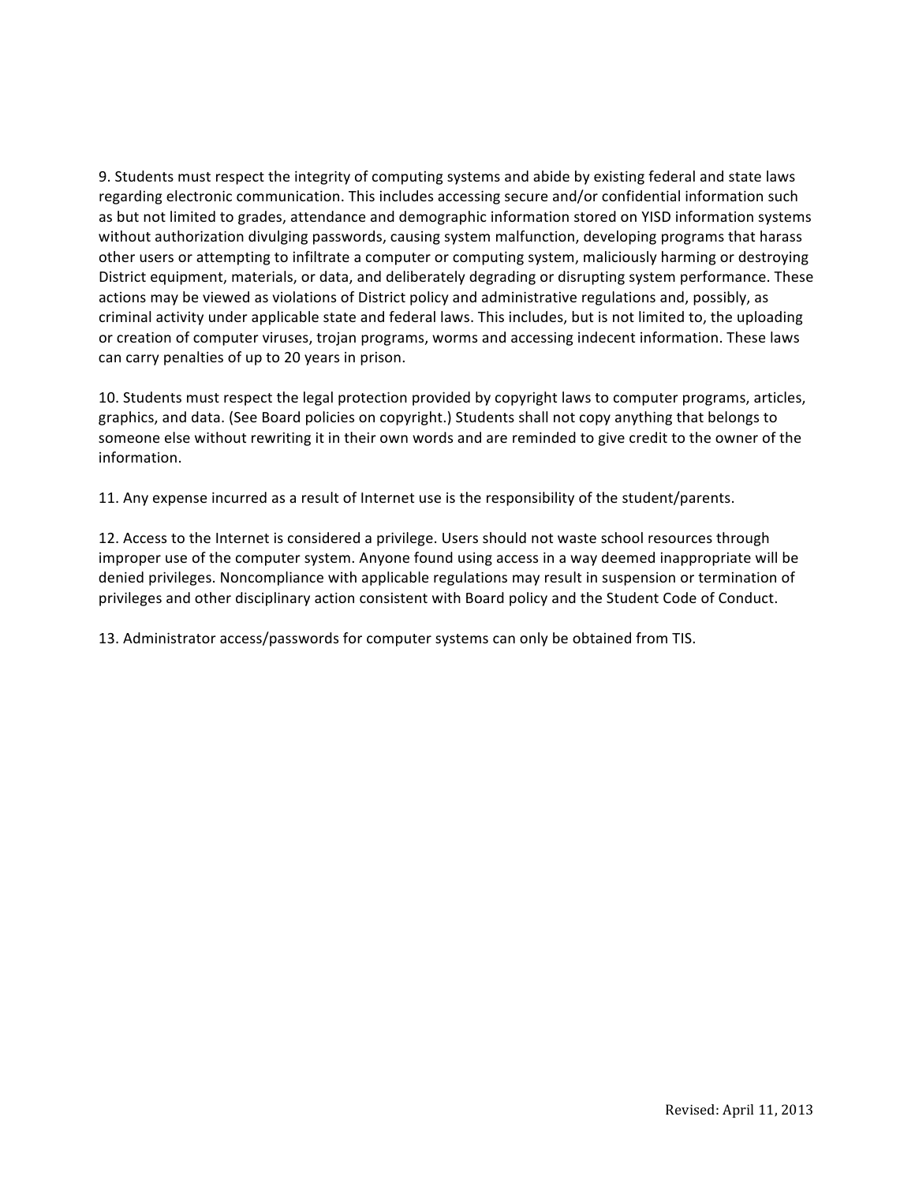9. Students must respect the integrity of computing systems and abide by existing federal and state laws regarding electronic communication. This includes accessing secure and/or confidential information such as but not limited to grades, attendance and demographic information stored on YISD information systems without authorization divulging passwords, causing system malfunction, developing programs that harass other users or attempting to infiltrate a computer or computing system, maliciously harming or destroying District equipment, materials, or data, and deliberately degrading or disrupting system performance. These actions may be viewed as violations of District policy and administrative regulations and, possibly, as criminal activity under applicable state and federal laws. This includes, but is not limited to, the uploading or creation of computer viruses, trojan programs, worms and accessing indecent information. These laws can carry penalties of up to 20 years in prison.

10. Students must respect the legal protection provided by copyright laws to computer programs, articles, graphics, and data. (See Board policies on copyright.) Students shall not copy anything that belongs to someone else without rewriting it in their own words and are reminded to give credit to the owner of the information.

11. Any expense incurred as a result of Internet use is the responsibility of the student/parents.

12. Access to the Internet is considered a privilege. Users should not waste school resources through improper use of the computer system. Anyone found using access in a way deemed inappropriate will be denied privileges. Noncompliance with applicable regulations may result in suspension or termination of privileges and other disciplinary action consistent with Board policy and the Student Code of Conduct.

13. Administrator access/passwords for computer systems can only be obtained from TIS.

Revised: April 11, 2013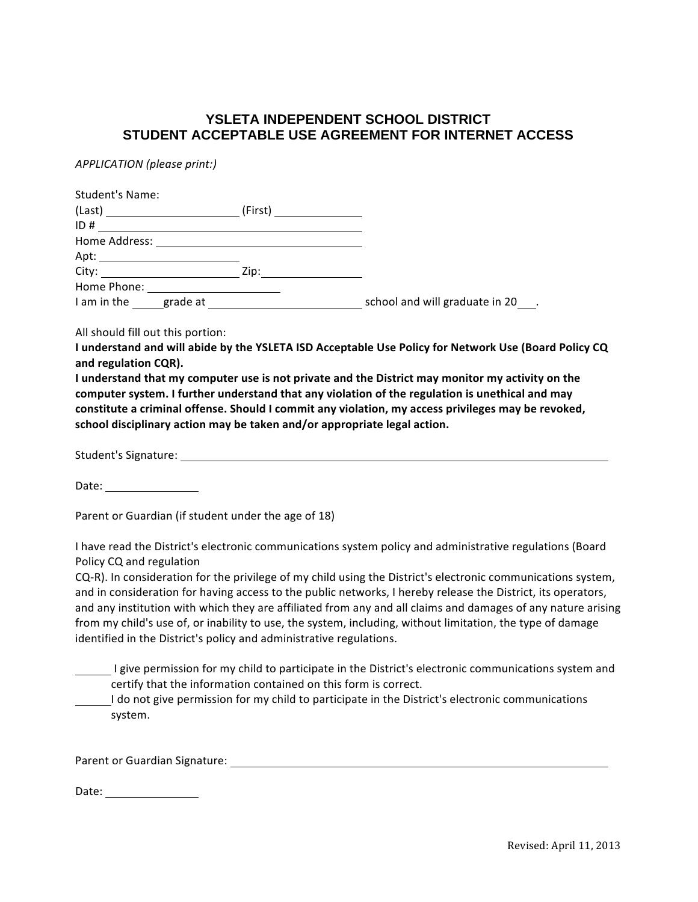# YSLETA INDEPENDENT SCHOOL DISTRICT
# STUDENT ACCEPTABLE USE AGREEMENT FOR INTERNET ACCESS

*APPLICATION (please print:)*

Student's Name:
(Last) ______________________ (First) ______________
ID # ______________________________________________
Home Address: _____________________________________
Apt: ______________________
City: ______________________ Zip: ________________
Home Phone: ______________________
I am in the _____ grade at __________________________ school and will graduate in 20___.

All should fill out this portion:

**I understand and will abide by the YSLETA ISD Acceptable Use Policy for Network Use (Board Policy CQ and regulation CQR).**

**I understand that my computer use is not private and the District may monitor my activity on the computer system. I further understand that any violation of the regulation is unethical and may constitute a criminal offense. Should I commit any violation, my access privileges may be revoked, school disciplinary action may be taken and/or appropriate legal action.**

Student's Signature: ______________________________________________________________

Date: ______________

Parent or Guardian (if student under the age of 18)

I have read the District's electronic communications system policy and administrative regulations (Board Policy CQ and regulation CQ-R). In consideration for the privilege of my child using the District's electronic communications system, and in consideration for having access to the public networks, I hereby release the District, its operators, and any institution with which they are affiliated from any and all claims and damages of any nature arising from my child's use of, or inability to use, the system, including, without limitation, the type of damage identified in the District's policy and administrative regulations.

______ I give permission for my child to participate in the District's electronic communications system and certify that the information contained on this form is correct.

______ I do not give permission for my child to participate in the District's electronic communications system.

Parent or Guardian Signature: ______________________________________________________

Date: ______________

Revised: April 11, 2013